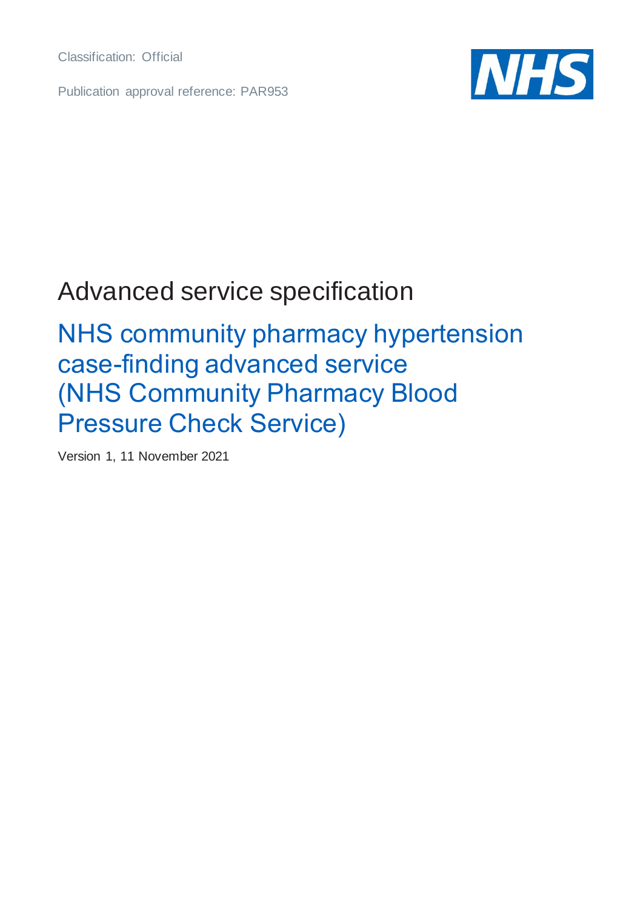Classification: Official

Publication approval reference: PAR953

NHS

# Advanced service specification

## NHS community pharmacy hypertension case-finding advanced service (NHS Community Pharmacy Blood Pressure Check Service)

Version 1, 11 November 2021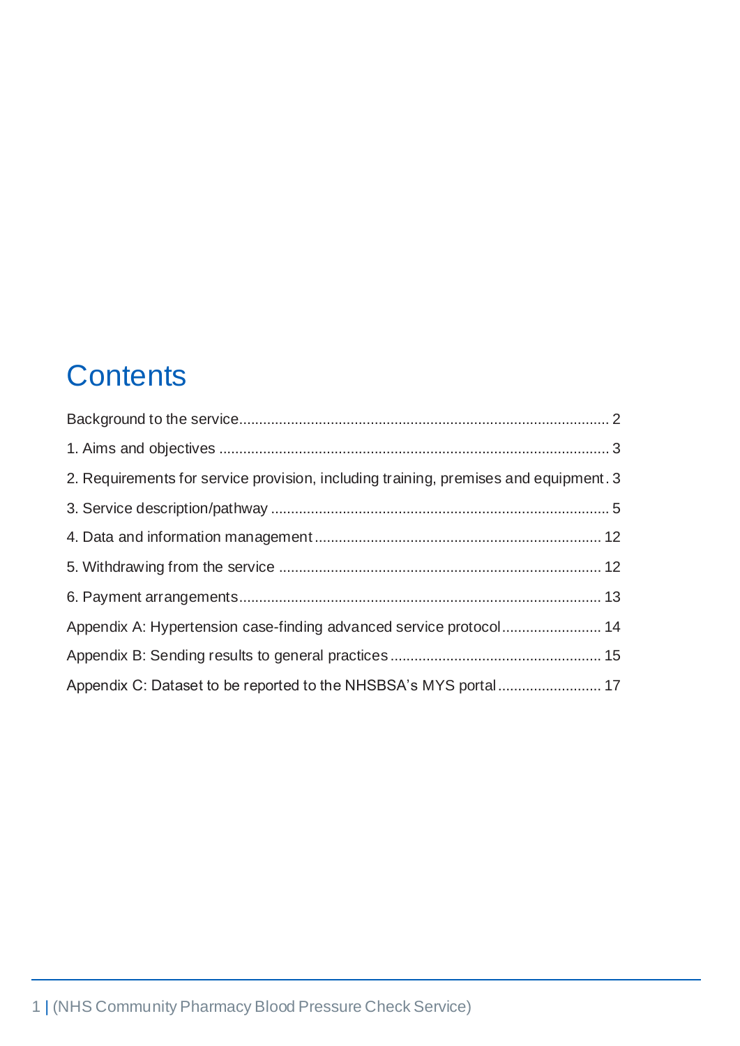# Contents

Background to the service .......... 2

1. Aims and objectives .......... 3

2. Requirements for service provision, including training, premises and equipment .......... 3

3. Service description/pathway .......... 5

4. Data and information management .......... 12

5. Withdrawing from the service .......... 12

6. Payment arrangements .......... 13

Appendix A: Hypertension case-finding advanced service protocol .......... 14

Appendix B: Sending results to general practices .......... 15

Appendix C: Dataset to be reported to the NHSBSA's MYS portal .......... 17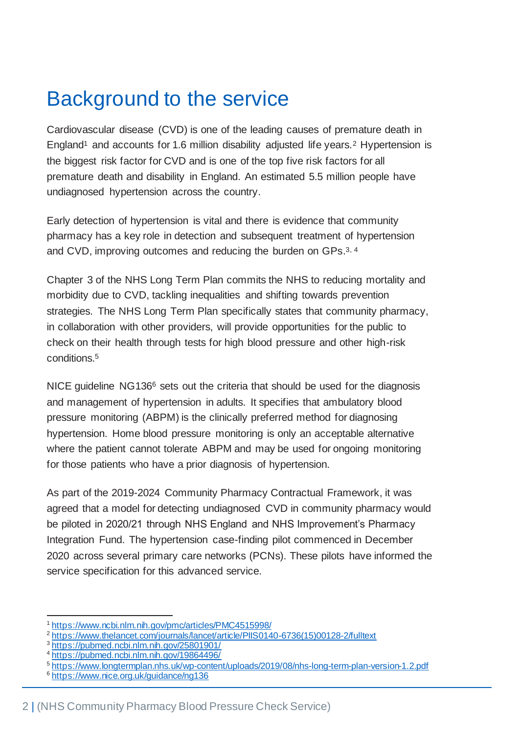# Background to the service

Cardiovascular disease (CVD) is one of the leading causes of premature death in England[1] and accounts for 1.6 million disability adjusted life years.[2] Hypertension is the biggest risk factor for CVD and is one of the top five risk factors for all premature death and disability in England. An estimated 5.5 million people have undiagnosed hypertension across the country.

Early detection of hypertension is vital and there is evidence that community pharmacy has a key role in detection and subsequent treatment of hypertension and CVD, improving outcomes and reducing the burden on GPs.[3, 4]

Chapter 3 of the NHS Long Term Plan commits the NHS to reducing mortality and morbidity due to CVD, tackling inequalities and shifting towards prevention strategies. The NHS Long Term Plan specifically states that community pharmacy, in collaboration with other providers, will provide opportunities for the public to check on their health through tests for high blood pressure and other high-risk conditions.[5]

NICE guideline NG136[6] sets out the criteria that should be used for the diagnosis and management of hypertension in adults. It specifies that ambulatory blood pressure monitoring (ABPM) is the clinically preferred method for diagnosing hypertension. Home blood pressure monitoring is only an acceptable alternative where the patient cannot tolerate ABPM and may be used for ongoing monitoring for those patients who have a prior diagnosis of hypertension.

As part of the 2019-2024 Community Pharmacy Contractual Framework, it was agreed that a model for detecting undiagnosed CVD in community pharmacy would be piloted in 2020/21 through NHS England and NHS Improvement's Pharmacy Integration Fund. The hypertension case-finding pilot commenced in December 2020 across several primary care networks (PCNs). These pilots have informed the service specification for this advanced service.

---

[1] https://www.ncbi.nlm.nih.gov/pmc/articles/PMC4515998/
[2] https://www.thelancet.com/journals/lancet/article/PIIS0140-6736(15)00128-2/fulltext
[3] https://pubmed.ncbi.nlm.nih.gov/25801901/
[4] https://pubmed.ncbi.nlm.nih.gov/19864496/
[5] https://www.longtermplan.nhs.uk/wp-content/uploads/2019/08/nhs-long-term-plan-version-1.2.pdf
[6] https://www.nice.org.uk/guidance/ng136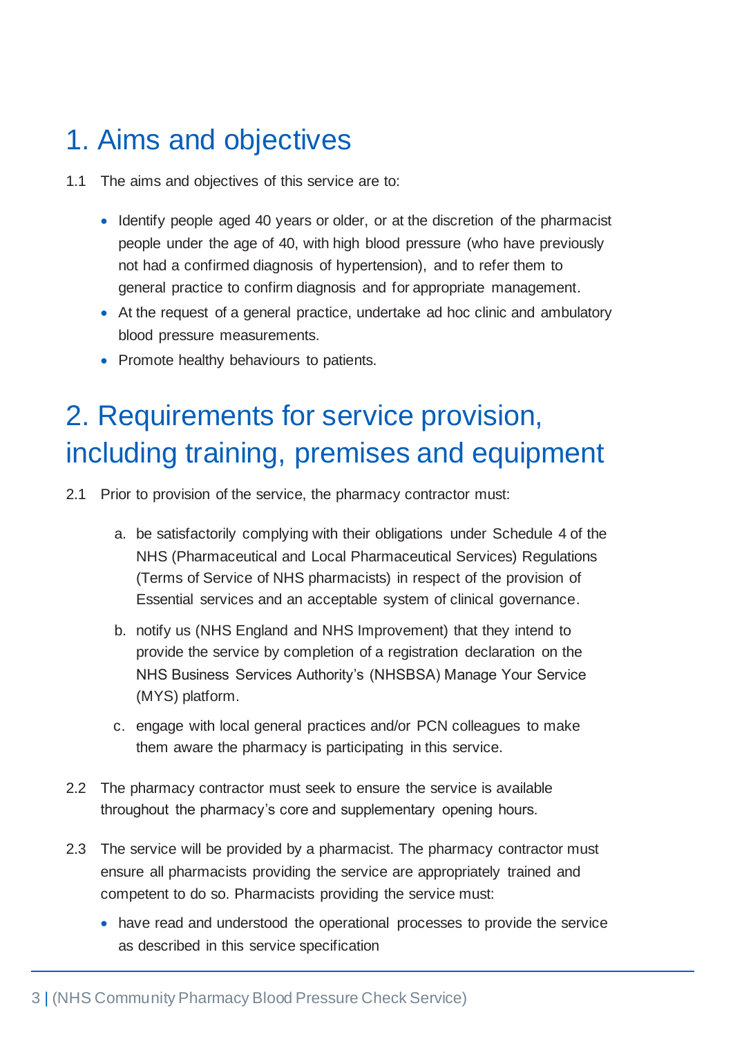# 1. Aims and objectives

1.1 The aims and objectives of this service are to:

- Identify people aged 40 years or older, or at the discretion of the pharmacist people under the age of 40, with high blood pressure (who have previously not had a confirmed diagnosis of hypertension), and to refer them to general practice to confirm diagnosis and for appropriate management.
- At the request of a general practice, undertake ad hoc clinic and ambulatory blood pressure measurements.
- Promote healthy behaviours to patients.

# 2. Requirements for service provision, including training, premises and equipment

2.1 Prior to provision of the service, the pharmacy contractor must:

a. be satisfactorily complying with their obligations under Schedule 4 of the NHS (Pharmaceutical and Local Pharmaceutical Services) Regulations (Terms of Service of NHS pharmacists) in respect of the provision of Essential services and an acceptable system of clinical governance.

b. notify us (NHS England and NHS Improvement) that they intend to provide the service by completion of a registration declaration on the NHS Business Services Authority's (NHSBSA) Manage Your Service (MYS) platform.

c. engage with local general practices and/or PCN colleagues to make them aware the pharmacy is participating in this service.

2.2 The pharmacy contractor must seek to ensure the service is available throughout the pharmacy's core and supplementary opening hours.

2.3 The service will be provided by a pharmacist. The pharmacy contractor must ensure all pharmacists providing the service are appropriately trained and competent to do so. Pharmacists providing the service must:

- have read and understood the operational processes to provide the service as described in this service specification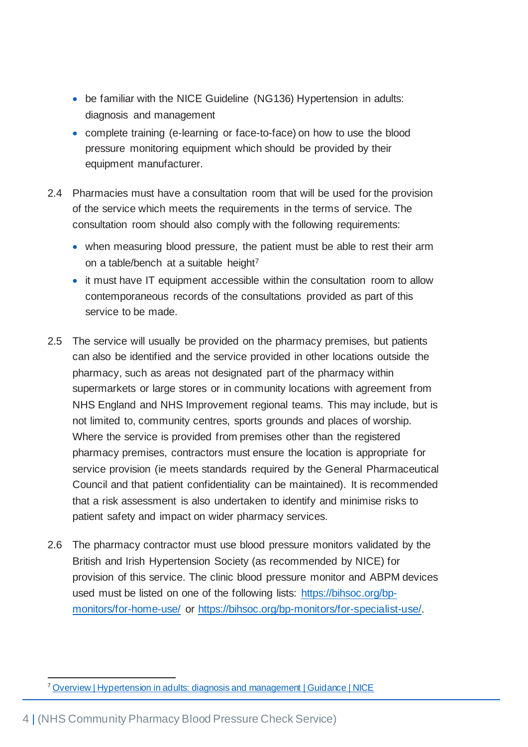- be familiar with the NICE Guideline (NG136) Hypertension in adults: diagnosis and management
- complete training (e-learning or face-to-face) on how to use the blood pressure monitoring equipment which should be provided by their equipment manufacturer.

2.4 Pharmacies must have a consultation room that will be used for the provision of the service which meets the requirements in the terms of service. The consultation room should also comply with the following requirements:

- when measuring blood pressure, the patient must be able to rest their arm on a table/bench at a suitable height[7]
- it must have IT equipment accessible within the consultation room to allow contemporaneous records of the consultations provided as part of this service to be made.

2.5 The service will usually be provided on the pharmacy premises, but patients can also be identified and the service provided in other locations outside the pharmacy, such as areas not designated part of the pharmacy within supermarkets or large stores or in community locations with agreement from NHS England and NHS Improvement regional teams. This may include, but is not limited to, community centres, sports grounds and places of worship. Where the service is provided from premises other than the registered pharmacy premises, contractors must ensure the location is appropriate for service provision (ie meets standards required by the General Pharmaceutical Council and that patient confidentiality can be maintained). It is recommended that a risk assessment is also undertaken to identify and minimise risks to patient safety and impact on wider pharmacy services.

2.6 The pharmacy contractor must use blood pressure monitors validated by the British and Irish Hypertension Society (as recommended by NICE) for provision of this service. The clinic blood pressure monitor and ABPM devices used must be listed on one of the following lists: https://bihsoc.org/bp-monitors/for-home-use/ or https://bihsoc.org/bp-monitors/for-specialist-use/.

[7] Overview | Hypertension in adults: diagnosis and management | Guidance | NICE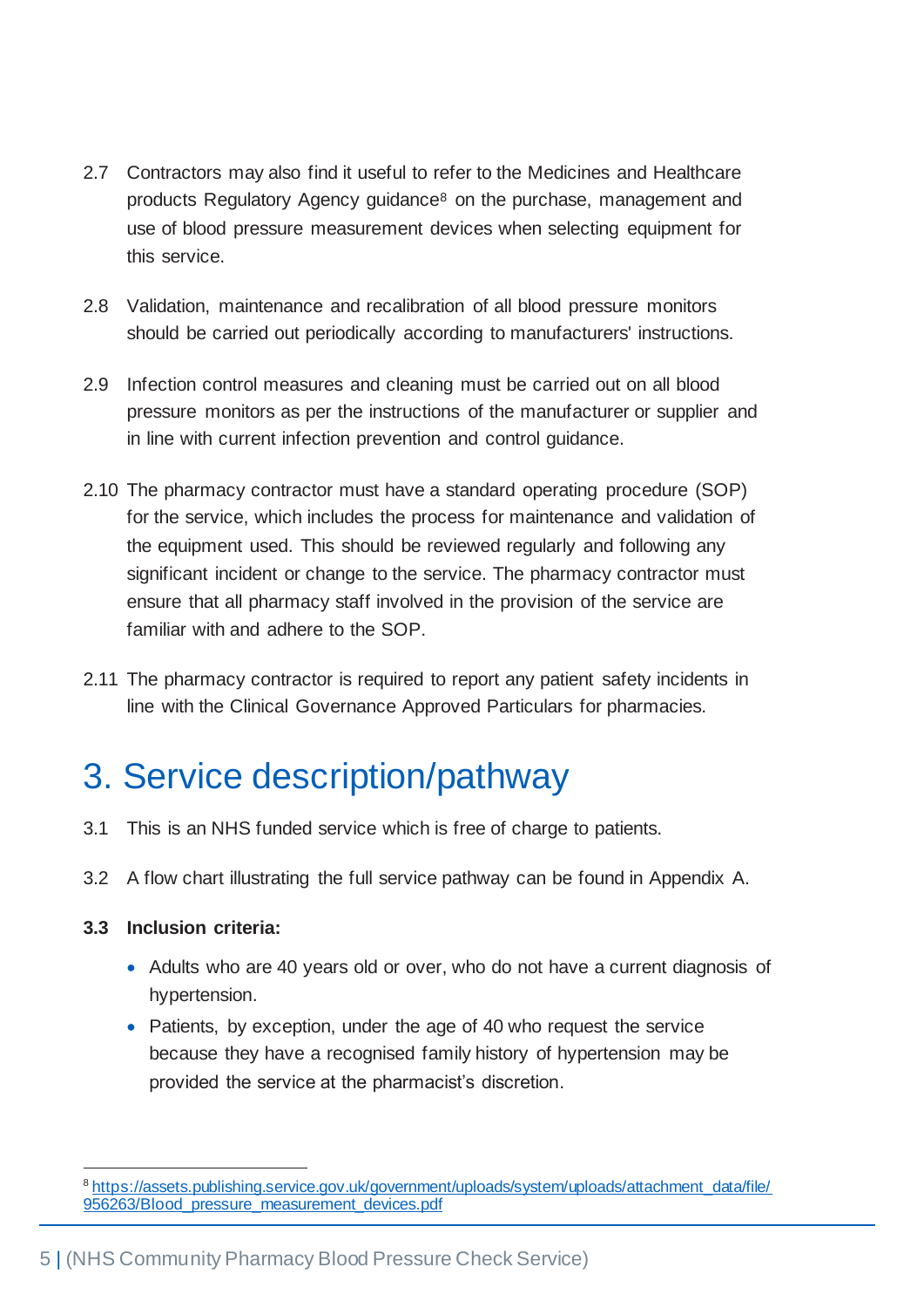2.7 Contractors may also find it useful to refer to the Medicines and Healthcare products Regulatory Agency guidance[8] on the purchase, management and use of blood pressure measurement devices when selecting equipment for this service.

2.8 Validation, maintenance and recalibration of all blood pressure monitors should be carried out periodically according to manufacturers' instructions.

2.9 Infection control measures and cleaning must be carried out on all blood pressure monitors as per the instructions of the manufacturer or supplier and in line with current infection prevention and control guidance.

2.10 The pharmacy contractor must have a standard operating procedure (SOP) for the service, which includes the process for maintenance and validation of the equipment used. This should be reviewed regularly and following any significant incident or change to the service. The pharmacy contractor must ensure that all pharmacy staff involved in the provision of the service are familiar with and adhere to the SOP.

2.11 The pharmacy contractor is required to report any patient safety incidents in line with the Clinical Governance Approved Particulars for pharmacies.

# 3. Service description/pathway

3.1 This is an NHS funded service which is free of charge to patients.

3.2 A flow chart illustrating the full service pathway can be found in Appendix A.

**3.3 Inclusion criteria:**

- Adults who are 40 years old or over, who do not have a current diagnosis of hypertension.
- Patients, by exception, under the age of 40 who request the service because they have a recognised family history of hypertension may be provided the service at the pharmacist's discretion.

---

[8] https://assets.publishing.service.gov.uk/government/uploads/system/uploads/attachment_data/file/956263/Blood_pressure_measurement_devices.pdf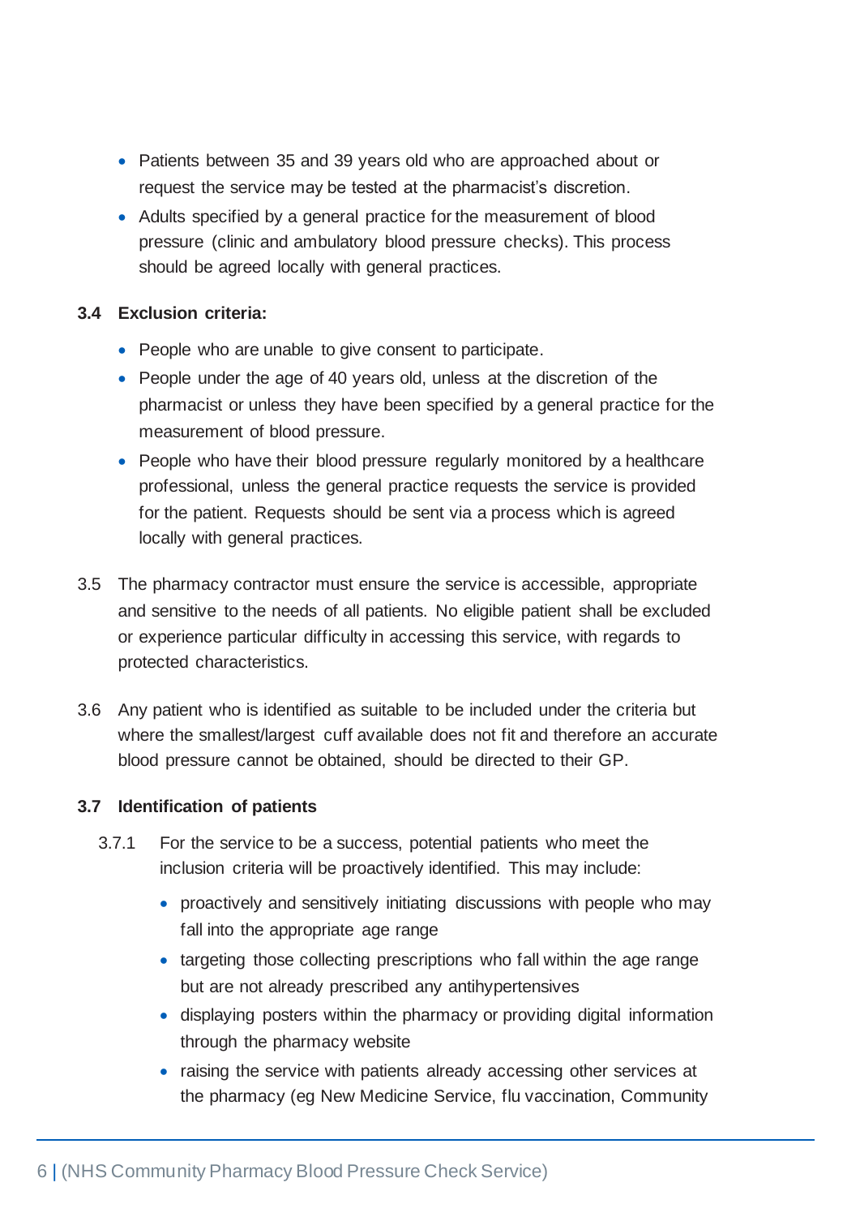- Patients between 35 and 39 years old who are approached about or request the service may be tested at the pharmacist's discretion.
- Adults specified by a general practice for the measurement of blood pressure (clinic and ambulatory blood pressure checks). This process should be agreed locally with general practices.

**3.4 Exclusion criteria:**

- People who are unable to give consent to participate.
- People under the age of 40 years old, unless at the discretion of the pharmacist or unless they have been specified by a general practice for the measurement of blood pressure.
- People who have their blood pressure regularly monitored by a healthcare professional, unless the general practice requests the service is provided for the patient. Requests should be sent via a process which is agreed locally with general practices.

3.5 The pharmacy contractor must ensure the service is accessible, appropriate and sensitive to the needs of all patients. No eligible patient shall be excluded or experience particular difficulty in accessing this service, with regards to protected characteristics.

3.6 Any patient who is identified as suitable to be included under the criteria but where the smallest/largest cuff available does not fit and therefore an accurate blood pressure cannot be obtained, should be directed to their GP.

**3.7 Identification of patients**

3.7.1 For the service to be a success, potential patients who meet the inclusion criteria will be proactively identified. This may include:

- proactively and sensitively initiating discussions with people who may fall into the appropriate age range
- targeting those collecting prescriptions who fall within the age range but are not already prescribed any antihypertensives
- displaying posters within the pharmacy or providing digital information through the pharmacy website
- raising the service with patients already accessing other services at the pharmacy (eg New Medicine Service, flu vaccination, Community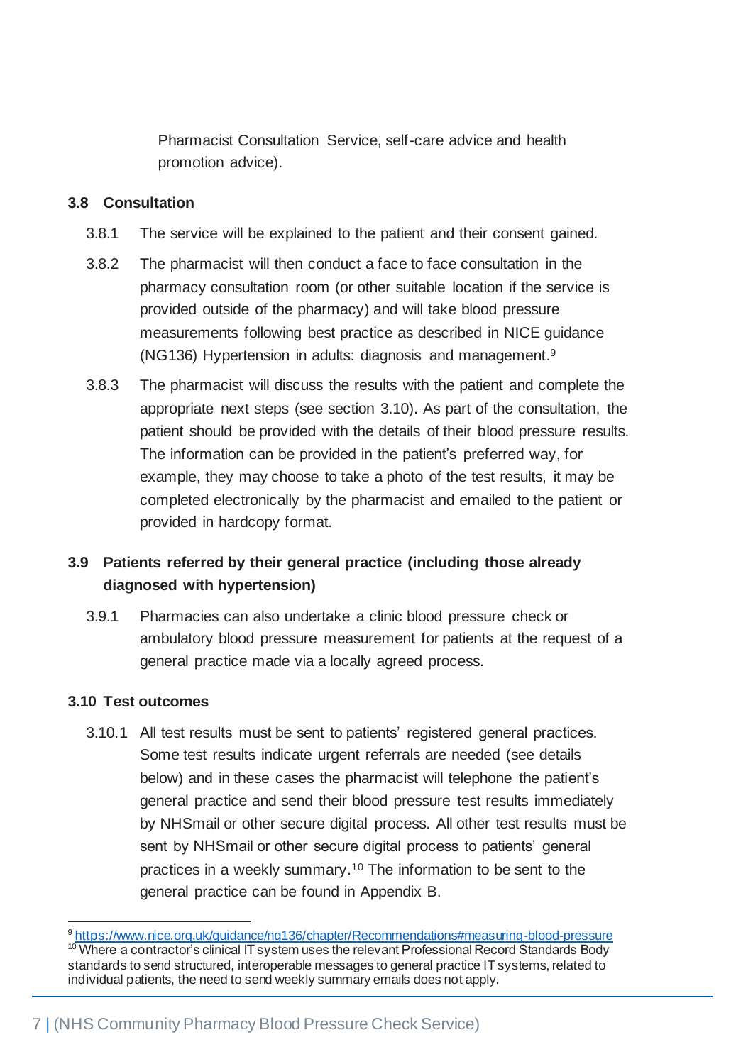Pharmacist Consultation Service, self-care advice and health promotion advice).

### 3.8 Consultation

3.8.1 The service will be explained to the patient and their consent gained.

3.8.2 The pharmacist will then conduct a face to face consultation in the pharmacy consultation room (or other suitable location if the service is provided outside of the pharmacy) and will take blood pressure measurements following best practice as described in NICE guidance (NG136) Hypertension in adults: diagnosis and management.[9]

3.8.3 The pharmacist will discuss the results with the patient and complete the appropriate next steps (see section 3.10). As part of the consultation, the patient should be provided with the details of their blood pressure results. The information can be provided in the patient's preferred way, for example, they may choose to take a photo of the test results, it may be completed electronically by the pharmacist and emailed to the patient or provided in hardcopy format.

### 3.9 Patients referred by their general practice (including those already diagnosed with hypertension)

3.9.1 Pharmacies can also undertake a clinic blood pressure check or ambulatory blood pressure measurement for patients at the request of a general practice made via a locally agreed process.

### 3.10 Test outcomes

3.10.1 All test results must be sent to patients' registered general practices. Some test results indicate urgent referrals are needed (see details below) and in these cases the pharmacist will telephone the patient's general practice and send their blood pressure test results immediately by NHSmail or other secure digital process. All other test results must be sent by NHSmail or other secure digital process to patients' general practices in a weekly summary.[10] The information to be sent to the general practice can be found in Appendix B.

---

[9] https://www.nice.org.uk/guidance/ng136/chapter/Recommendations#measuring-blood-pressure

[10] Where a contractor's clinical IT system uses the relevant Professional Record Standards Body standards to send structured, interoperable messages to general practice IT systems, related to individual patients, the need to send weekly summary emails does not apply.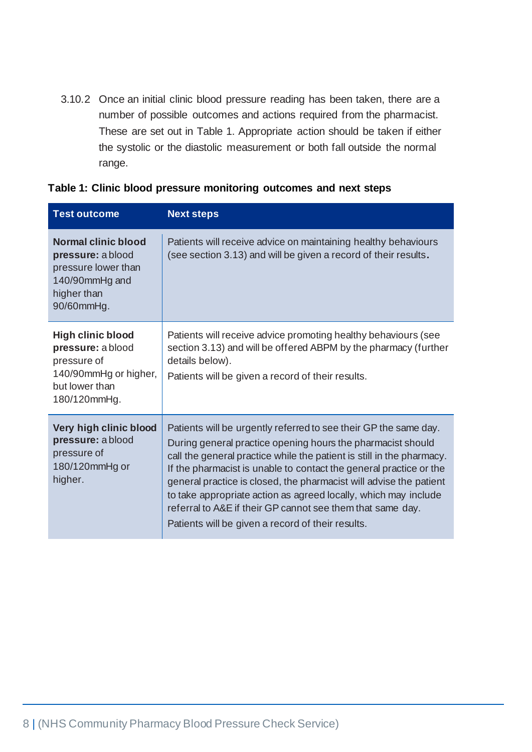3.10.2 Once an initial clinic blood pressure reading has been taken, there are a number of possible outcomes and actions required from the pharmacist. These are set out in Table 1. Appropriate action should be taken if either the systolic or the diastolic measurement or both fall outside the normal range.

**Table 1: Clinic blood pressure monitoring outcomes and next steps**

| Test outcome | Next steps |
| --- | --- |
| **Normal clinic blood pressure:** a blood pressure lower than 140/90mmHg and higher than 90/60mmHg. | Patients will receive advice on maintaining healthy behaviours (see section 3.13) and will be given a record of their results. |
| **High clinic blood pressure:** a blood pressure of 140/90mmHg or higher, but lower than 180/120mmHg. | Patients will receive advice promoting healthy behaviours (see section 3.13) and will be offered ABPM by the pharmacy (further details below).<br><br>Patients will be given a record of their results. |
| **Very high clinic blood pressure:** a blood pressure of 180/120mmHg or higher. | Patients will be urgently referred to see their GP the same day. During general practice opening hours the pharmacist should call the general practice while the patient is still in the pharmacy. If the pharmacist is unable to contact the general practice or the general practice is closed, the pharmacist will advise the patient to take appropriate action as agreed locally, which may include referral to A&E if their GP cannot see them that same day.<br><br>Patients will be given a record of their results. |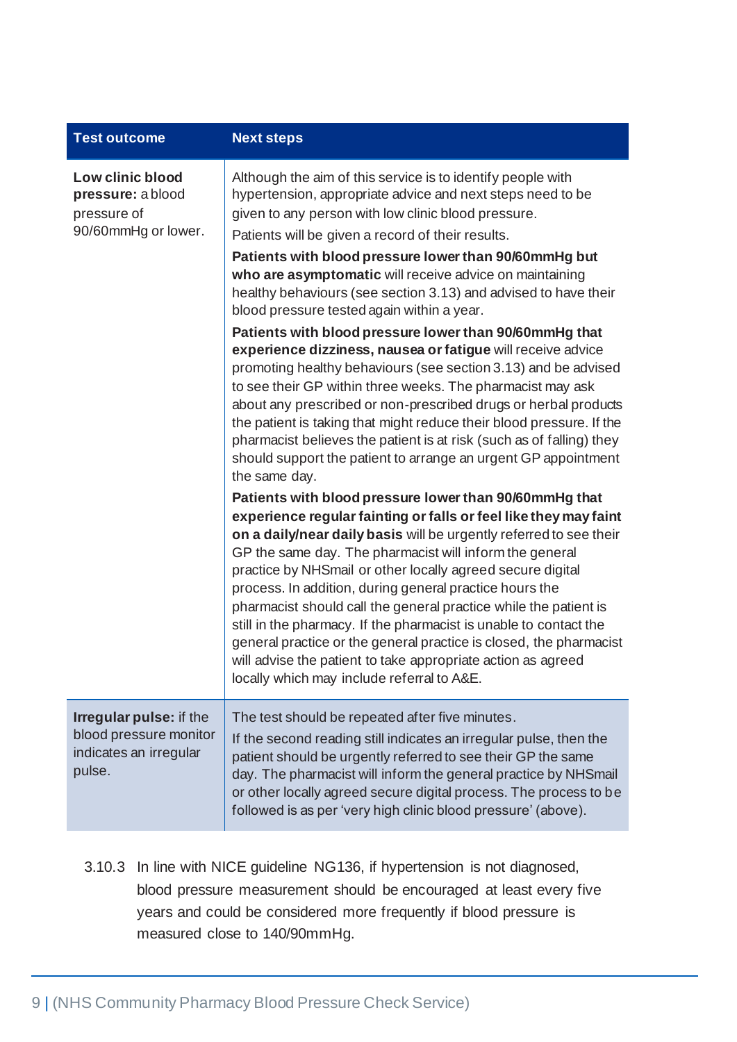| Test outcome | Next steps |
|---|---|
| **Low clinic blood pressure:** a blood pressure of 90/60mmHg or lower. | Although the aim of this service is to identify people with hypertension, appropriate advice and next steps need to be given to any person with low clinic blood pressure.<br>Patients will be given a record of their results.<br>**Patients with blood pressure lower than 90/60mmHg but who are asymptomatic** will receive advice on maintaining healthy behaviours (see section 3.13) and advised to have their blood pressure tested again within a year.<br>**Patients with blood pressure lower than 90/60mmHg that experience dizziness, nausea or fatigue** will receive advice promoting healthy behaviours (see section 3.13) and be advised to see their GP within three weeks. The pharmacist may ask about any prescribed or non-prescribed drugs or herbal products the patient is taking that might reduce their blood pressure. If the pharmacist believes the patient is at risk (such as of falling) they should support the patient to arrange an urgent GP appointment the same day.<br>**Patients with blood pressure lower than 90/60mmHg that experience regular fainting or falls or feel like they may faint on a daily/near daily basis** will be urgently referred to see their GP the same day. The pharmacist will inform the general practice by NHSmail or other locally agreed secure digital process. In addition, during general practice hours the pharmacist should call the general practice while the patient is still in the pharmacy. If the pharmacist is unable to contact the general practice or the general practice is closed, the pharmacist will advise the patient to take appropriate action as agreed locally which may include referral to A&E. |
| **Irregular pulse:** if the blood pressure monitor indicates an irregular pulse. | The test should be repeated after five minutes.<br>If the second reading still indicates an irregular pulse, then the patient should be urgently referred to see their GP the same day. The pharmacist will inform the general practice by NHSmail or other locally agreed secure digital process. The process to be followed is as per 'very high clinic blood pressure' (above). |

3.10.3 In line with NICE guideline NG136, if hypertension is not diagnosed, blood pressure measurement should be encouraged at least every five years and could be considered more frequently if blood pressure is measured close to 140/90mmHg.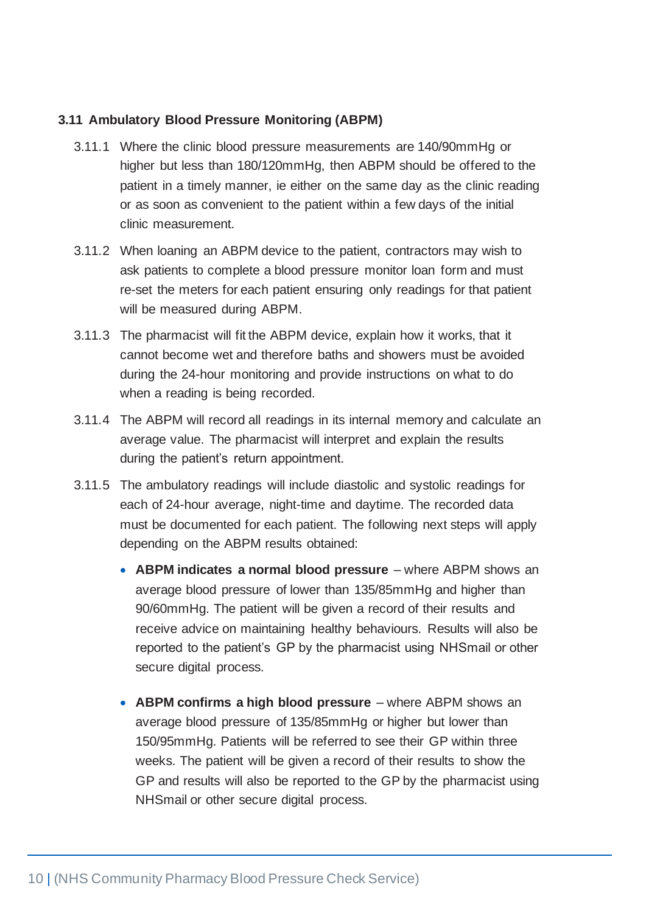### 3.11 Ambulatory Blood Pressure Monitoring (ABPM)

3.11.1 Where the clinic blood pressure measurements are 140/90mmHg or higher but less than 180/120mmHg, then ABPM should be offered to the patient in a timely manner, ie either on the same day as the clinic reading or as soon as convenient to the patient within a few days of the initial clinic measurement.

3.11.2 When loaning an ABPM device to the patient, contractors may wish to ask patients to complete a blood pressure monitor loan form and must re-set the meters for each patient ensuring only readings for that patient will be measured during ABPM.

3.11.3 The pharmacist will fit the ABPM device, explain how it works, that it cannot become wet and therefore baths and showers must be avoided during the 24-hour monitoring and provide instructions on what to do when a reading is being recorded.

3.11.4 The ABPM will record all readings in its internal memory and calculate an average value. The pharmacist will interpret and explain the results during the patient's return appointment.

3.11.5 The ambulatory readings will include diastolic and systolic readings for each of 24-hour average, night-time and daytime. The recorded data must be documented for each patient. The following next steps will apply depending on the ABPM results obtained:

- **ABPM indicates a normal blood pressure** – where ABPM shows an average blood pressure of lower than 135/85mmHg and higher than 90/60mmHg. The patient will be given a record of their results and receive advice on maintaining healthy behaviours. Results will also be reported to the patient's GP by the pharmacist using NHSmail or other secure digital process.

- **ABPM confirms a high blood pressure** – where ABPM shows an average blood pressure of 135/85mmHg or higher but lower than 150/95mmHg. Patients will be referred to see their GP within three weeks. The patient will be given a record of their results to show the GP and results will also be reported to the GP by the pharmacist using NHSmail or other secure digital process.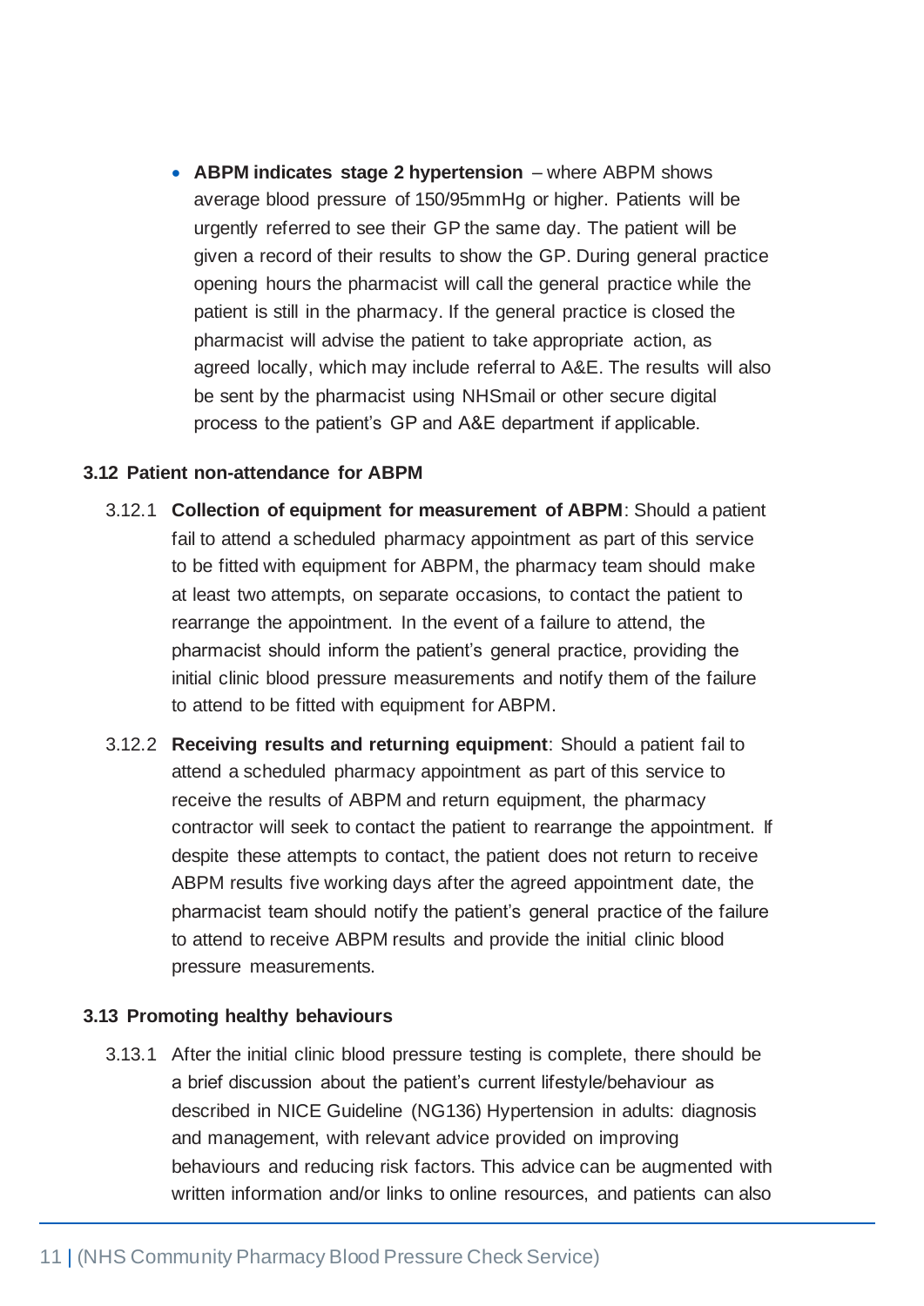- **ABPM indicates stage 2 hypertension** – where ABPM shows average blood pressure of 150/95mmHg or higher. Patients will be urgently referred to see their GP the same day. The patient will be given a record of their results to show the GP. During general practice opening hours the pharmacist will call the general practice while the patient is still in the pharmacy. If the general practice is closed the pharmacist will advise the patient to take appropriate action, as agreed locally, which may include referral to A&E. The results will also be sent by the pharmacist using NHSmail or other secure digital process to the patient's GP and A&E department if applicable.

### 3.12 Patient non-attendance for ABPM

3.12.1 **Collection of equipment for measurement of ABPM**: Should a patient fail to attend a scheduled pharmacy appointment as part of this service to be fitted with equipment for ABPM, the pharmacy team should make at least two attempts, on separate occasions, to contact the patient to rearrange the appointment. In the event of a failure to attend, the pharmacist should inform the patient's general practice, providing the initial clinic blood pressure measurements and notify them of the failure to attend to be fitted with equipment for ABPM.

3.12.2 **Receiving results and returning equipment**: Should a patient fail to attend a scheduled pharmacy appointment as part of this service to receive the results of ABPM and return equipment, the pharmacy contractor will seek to contact the patient to rearrange the appointment. If despite these attempts to contact, the patient does not return to receive ABPM results five working days after the agreed appointment date, the pharmacist team should notify the patient's general practice of the failure to attend to receive ABPM results and provide the initial clinic blood pressure measurements.

### 3.13 Promoting healthy behaviours

3.13.1 After the initial clinic blood pressure testing is complete, there should be a brief discussion about the patient's current lifestyle/behaviour as described in NICE Guideline (NG136) Hypertension in adults: diagnosis and management, with relevant advice provided on improving behaviours and reducing risk factors. This advice can be augmented with written information and/or links to online resources, and patients can also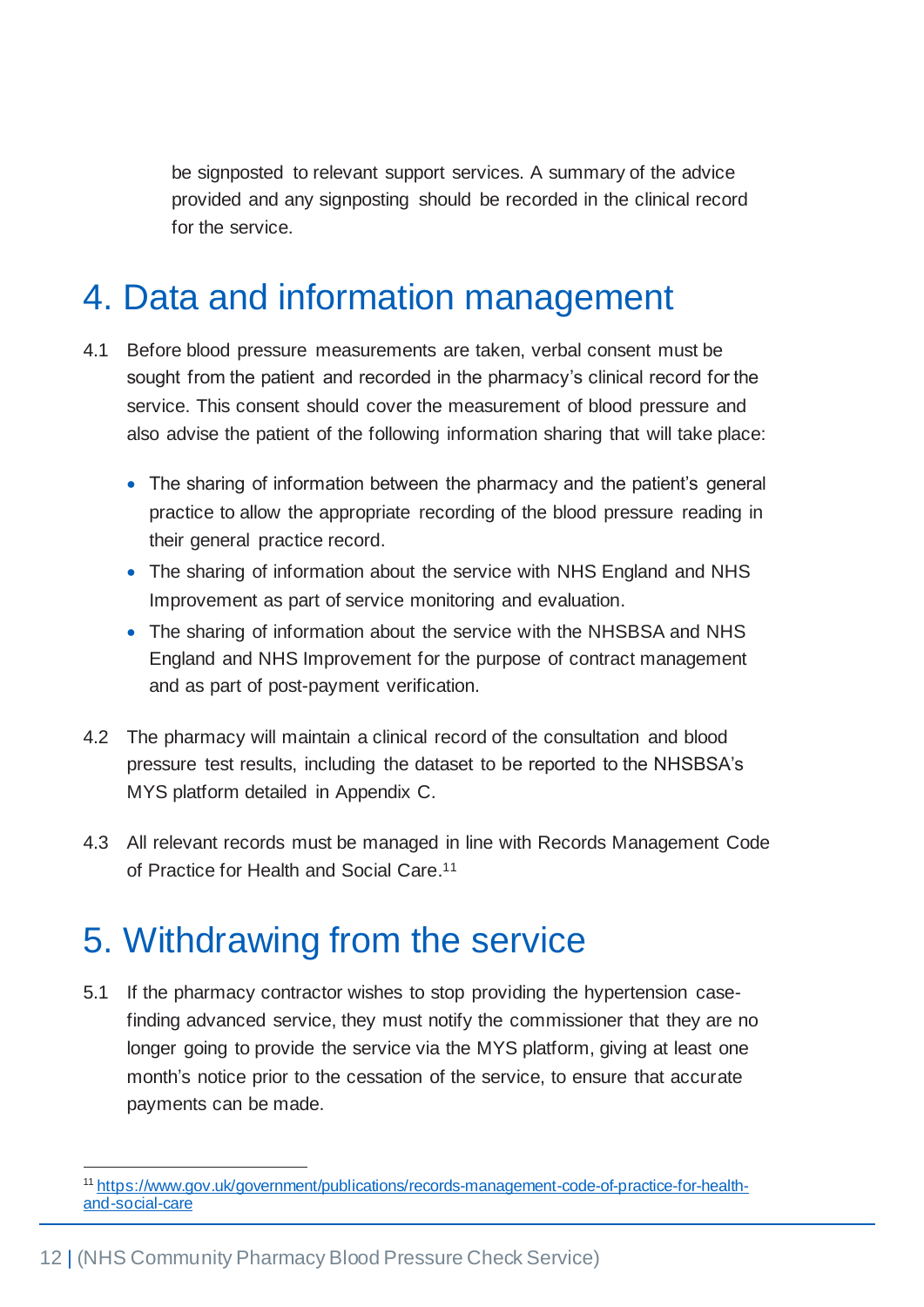be signposted to relevant support services. A summary of the advice provided and any signposting should be recorded in the clinical record for the service.

# 4. Data and information management

4.1 Before blood pressure measurements are taken, verbal consent must be sought from the patient and recorded in the pharmacy's clinical record for the service. This consent should cover the measurement of blood pressure and also advise the patient of the following information sharing that will take place:

- The sharing of information between the pharmacy and the patient's general practice to allow the appropriate recording of the blood pressure reading in their general practice record.
- The sharing of information about the service with NHS England and NHS Improvement as part of service monitoring and evaluation.
- The sharing of information about the service with the NHSBSA and NHS England and NHS Improvement for the purpose of contract management and as part of post-payment verification.

4.2 The pharmacy will maintain a clinical record of the consultation and blood pressure test results, including the dataset to be reported to the NHSBSA's MYS platform detailed in Appendix C.

4.3 All relevant records must be managed in line with Records Management Code of Practice for Health and Social Care.[11]

# 5. Withdrawing from the service

5.1 If the pharmacy contractor wishes to stop providing the hypertension case-finding advanced service, they must notify the commissioner that they are no longer going to provide the service via the MYS platform, giving at least one month's notice prior to the cessation of the service, to ensure that accurate payments can be made.

[11] https://www.gov.uk/government/publications/records-management-code-of-practice-for-health-and-social-care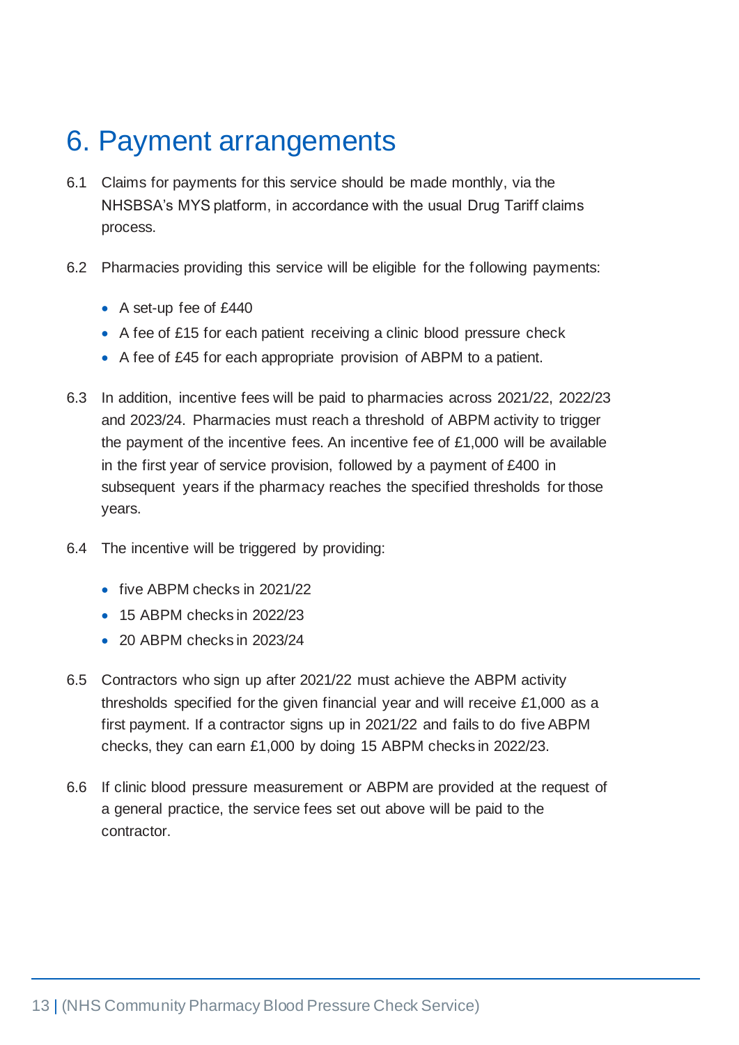# 6. Payment arrangements

6.1 Claims for payments for this service should be made monthly, via the NHSBSA's MYS platform, in accordance with the usual Drug Tariff claims process.

6.2 Pharmacies providing this service will be eligible for the following payments:

- A set-up fee of £440
- A fee of £15 for each patient receiving a clinic blood pressure check
- A fee of £45 for each appropriate provision of ABPM to a patient.

6.3 In addition, incentive fees will be paid to pharmacies across 2021/22, 2022/23 and 2023/24. Pharmacies must reach a threshold of ABPM activity to trigger the payment of the incentive fees. An incentive fee of £1,000 will be available in the first year of service provision, followed by a payment of £400 in subsequent years if the pharmacy reaches the specified thresholds for those years.

6.4 The incentive will be triggered by providing:

- five ABPM checks in 2021/22
- 15 ABPM checks in 2022/23
- 20 ABPM checks in 2023/24

6.5 Contractors who sign up after 2021/22 must achieve the ABPM activity thresholds specified for the given financial year and will receive £1,000 as a first payment. If a contractor signs up in 2021/22 and fails to do five ABPM checks, they can earn £1,000 by doing 15 ABPM checks in 2022/23.

6.6 If clinic blood pressure measurement or ABPM are provided at the request of a general practice, the service fees set out above will be paid to the contractor.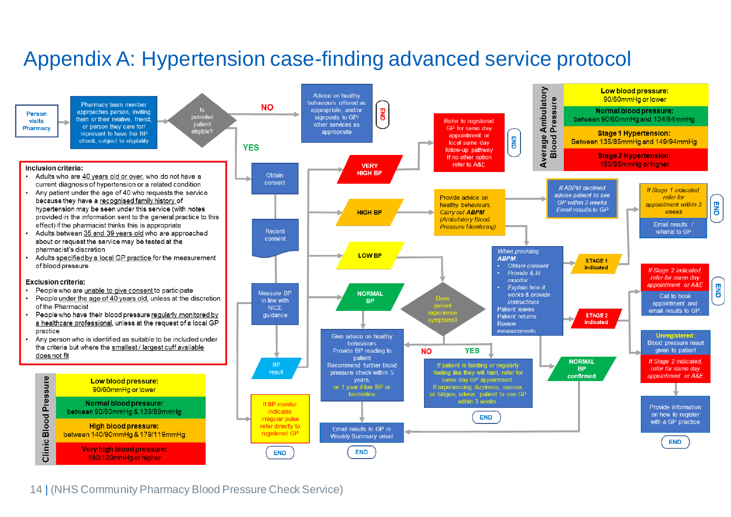# Appendix A: Hypertension case-finding advanced service protocol

**Person visits Pharmacy** → Pharmacy team member approaches person, inviting them or their relative, friend, or person they care for/ represent to have the BP check, subject to eligibility → **Is potential patient eligible?**

- **NO** → Advice on healthy behaviours offered as appropriate, and/or signposts to GP/ other services as appropriate → END
- **YES** → Obtain consent → Record consent → Measure BP in line with NICE guidance → BP result

**Inclusion criteria:**

- Adults who are 40 years old or over, who do not have a current diagnosis of hypertension or a related condition
- Any patient under the age of 40 who requests the service because they have a recognised family history of hypertension may be seen under this service (with notes provided in the information sent to the general practice to this effect) if the pharmacist thinks this is appropriate
- Adults between 35 and 39 years old who are approached about or request the service may be tested at the pharmacist's discretion
- Adults specified by a local GP practice for the measurement of blood pressure

**Exclusion criteria:**

- People who are unable to give consent to participate
- People under the age of 40 years old, unless at the discretion of the Pharmacist
- People who have their blood pressure regularly monitored by a healthcare professional, unless at the request of a local GP practice
- Any person who is identified as suitable to be included under the criteria but where the smallest / largest cuff available does not fit

| Clinic Blood Pressure |
|---|
| **Low blood pressure:** 90/60mmHg or lower |
| **Normal blood pressure:** between 90/60mmHg & 139/89mmHg |
| **High blood pressure:** between 140/90mmHg & 179/119mmHg |
| **Very high blood pressure:** 180/120mmHg or higher |

**BP result:**

- If BP monitor indicates irregular pulse refer directly to registered GP → END
- **VERY HIGH BP** → Refer to registered GP for same day appointment or local same day follow-up pathway. If no other option refer to A&E → END
- **HIGH BP** → Provide advice on healthy behaviours. *Carry out ABPM (Ambulatory Blood Pressure Monitoring)*
  - *If ABPM declined advise patient to see GP within 3 weeks. Email results to GP*
  - *When providing ABPM:*
    - *Obtain consent*
    - *Provide & fit monitor*
    - *Explain how it works & provide instructions*

    Patient leaves. Patient returns. Review measurements
    - **STAGE 1 indicated** → *If Stage 1 indicated, refer for appointment within 3 weeks.* Email results / referral to GP → END
    - **STAGE 2 indicated** → *If Stage 2 indicated, refer for same day appointment or A&E.* Call to book appointment and email results to GP. → END
    - **NORMAL BP confirmed** → Give advice on healthy behaviours…
    - **Unregistered:** Blood pressure result given to patient. *If Stage 2 indicated, refer for same day appointment or A&E* → Provide information on how to register with a GP practice → END
- **LOW BP** → **Does patient experience symptoms?**
  - **YES** → If patient is fainting or regularly feeling like they will faint, refer for same day GP appointment. If experiencing dizziness, nausea, or fatigue, advise patient to see GP within 3 weeks. → END
  - **NO** → Give advice on healthy behaviours…
- **NORMAL BP** → Give advice on healthy behaviours. Provide BP reading to patient. Recommend further blood pressure check within 5 years, or 1 year if low BP or borderline → Email results to GP in Weekly Summary email → END

| Average Ambulatory Blood Pressure |
|---|
| **Low blood pressure:** 90/60mmHg or lower |
| **Normal blood pressure:** between 90/60mmHg and 134/84mmHg |
| **Stage 1 Hypertension:** Between 135/85mmHg and 149/94mmHg |
| **Stage 2 Hypertension:** 150/95mmHg or higher |

(NHS Community Pharmacy Blood Pressure Check Service)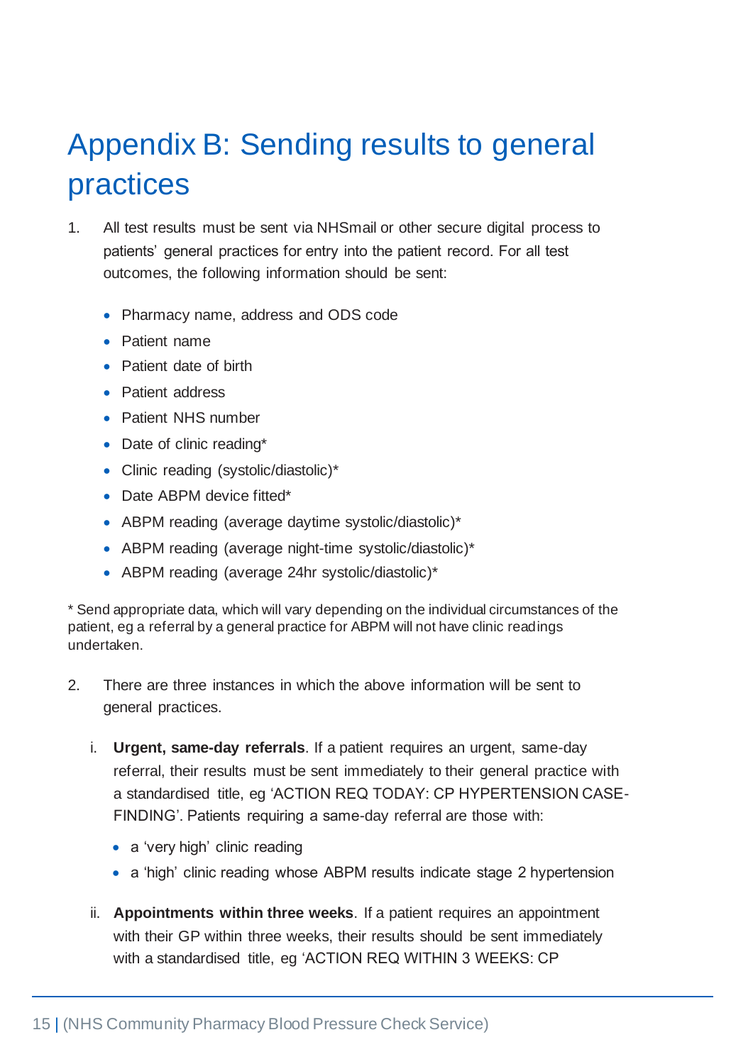# Appendix B: Sending results to general practices

1. All test results must be sent via NHSmail or other secure digital process to patients' general practices for entry into the patient record. For all test outcomes, the following information should be sent:

   - Pharmacy name, address and ODS code
   - Patient name
   - Patient date of birth
   - Patient address
   - Patient NHS number
   - Date of clinic reading*
   - Clinic reading (systolic/diastolic)*
   - Date ABPM device fitted*
   - ABPM reading (average daytime systolic/diastolic)*
   - ABPM reading (average night-time systolic/diastolic)*
   - ABPM reading (average 24hr systolic/diastolic)*

\* Send appropriate data, which will vary depending on the individual circumstances of the patient, eg a referral by a general practice for ABPM will not have clinic readings undertaken.

2. There are three instances in which the above information will be sent to general practices.

   i. **Urgent, same-day referrals**. If a patient requires an urgent, same-day referral, their results must be sent immediately to their general practice with a standardised title, eg 'ACTION REQ TODAY: CP HYPERTENSION CASE-FINDING'. Patients requiring a same-day referral are those with:

      - a 'very high' clinic reading
      - a 'high' clinic reading whose ABPM results indicate stage 2 hypertension

   ii. **Appointments within three weeks**. If a patient requires an appointment with their GP within three weeks, their results should be sent immediately with a standardised title, eg 'ACTION REQ WITHIN 3 WEEKS: CP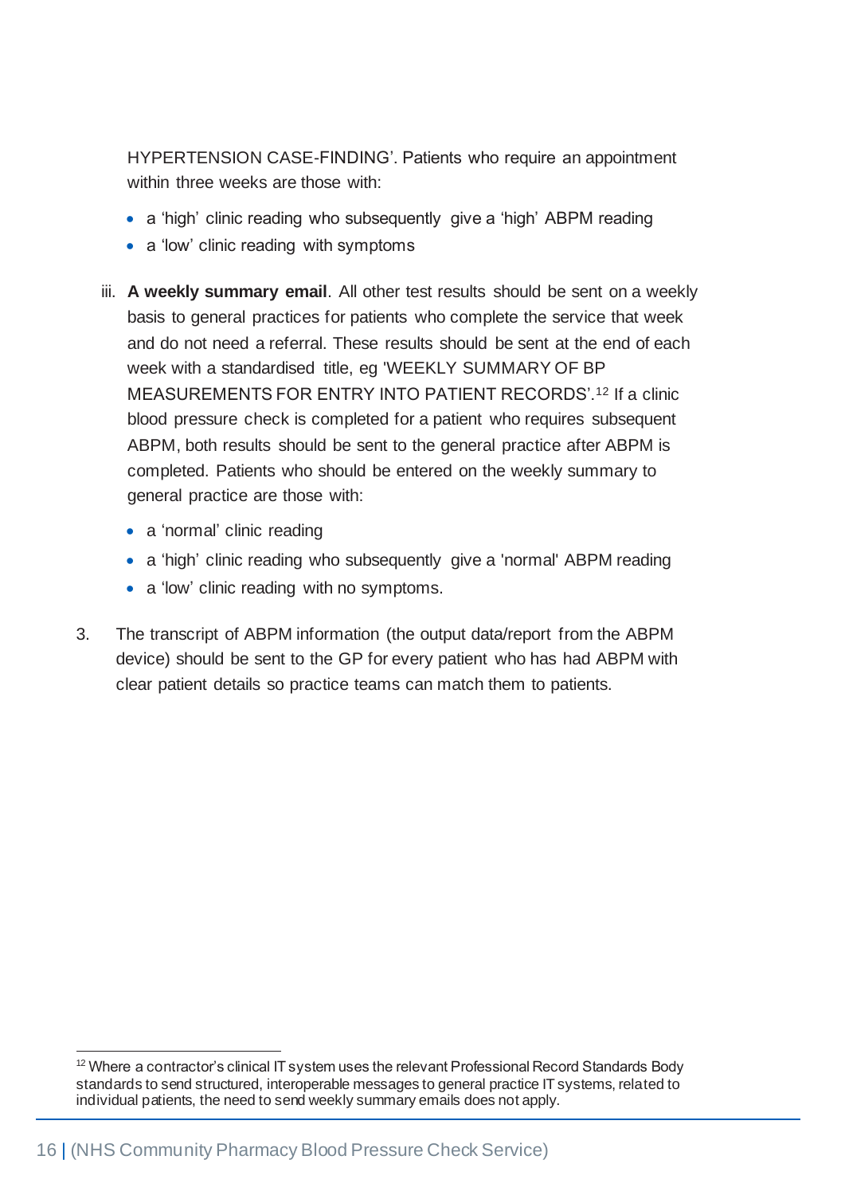HYPERTENSION CASE-FINDING'. Patients who require an appointment within three weeks are those with:

- a 'high' clinic reading who subsequently give a 'high' ABPM reading
- a 'low' clinic reading with symptoms

iii. **A weekly summary email**. All other test results should be sent on a weekly basis to general practices for patients who complete the service that week and do not need a referral. These results should be sent at the end of each week with a standardised title, eg 'WEEKLY SUMMARY OF BP MEASUREMENTS FOR ENTRY INTO PATIENT RECORDS'.[12] If a clinic blood pressure check is completed for a patient who requires subsequent ABPM, both results should be sent to the general practice after ABPM is completed. Patients who should be entered on the weekly summary to general practice are those with:

- a 'normal' clinic reading
- a 'high' clinic reading who subsequently give a 'normal' ABPM reading
- a 'low' clinic reading with no symptoms.

3. The transcript of ABPM information (the output data/report from the ABPM device) should be sent to the GP for every patient who has had ABPM with clear patient details so practice teams can match them to patients.

---

[12] Where a contractor's clinical IT system uses the relevant Professional Record Standards Body standards to send structured, interoperable messages to general practice IT systems, related to individual patients, the need to send weekly summary emails does not apply.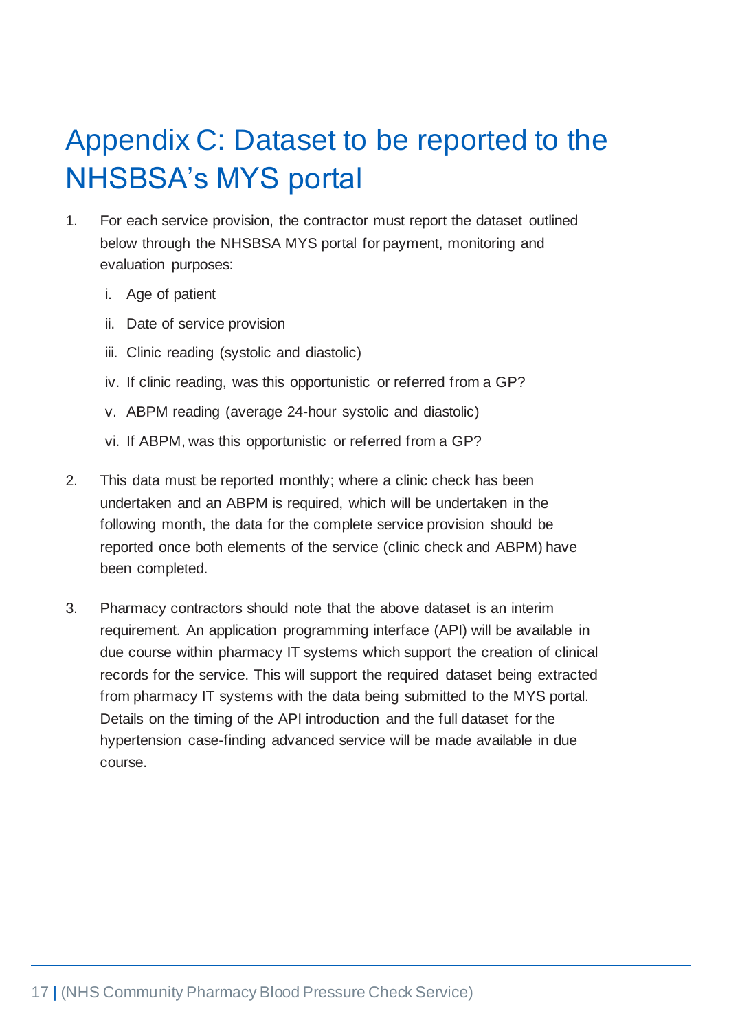# Appendix C: Dataset to be reported to the NHSBSA's MYS portal

1. For each service provision, the contractor must report the dataset outlined below through the NHSBSA MYS portal for payment, monitoring and evaluation purposes:

   i. Age of patient

   ii. Date of service provision

   iii. Clinic reading (systolic and diastolic)

   iv. If clinic reading, was this opportunistic or referred from a GP?

   v. ABPM reading (average 24-hour systolic and diastolic)

   vi. If ABPM, was this opportunistic or referred from a GP?

2. This data must be reported monthly; where a clinic check has been undertaken and an ABPM is required, which will be undertaken in the following month, the data for the complete service provision should be reported once both elements of the service (clinic check and ABPM) have been completed.

3. Pharmacy contractors should note that the above dataset is an interim requirement. An application programming interface (API) will be available in due course within pharmacy IT systems which support the creation of clinical records for the service. This will support the required dataset being extracted from pharmacy IT systems with the data being submitted to the MYS portal. Details on the timing of the API introduction and the full dataset for the hypertension case-finding advanced service will be made available in due course.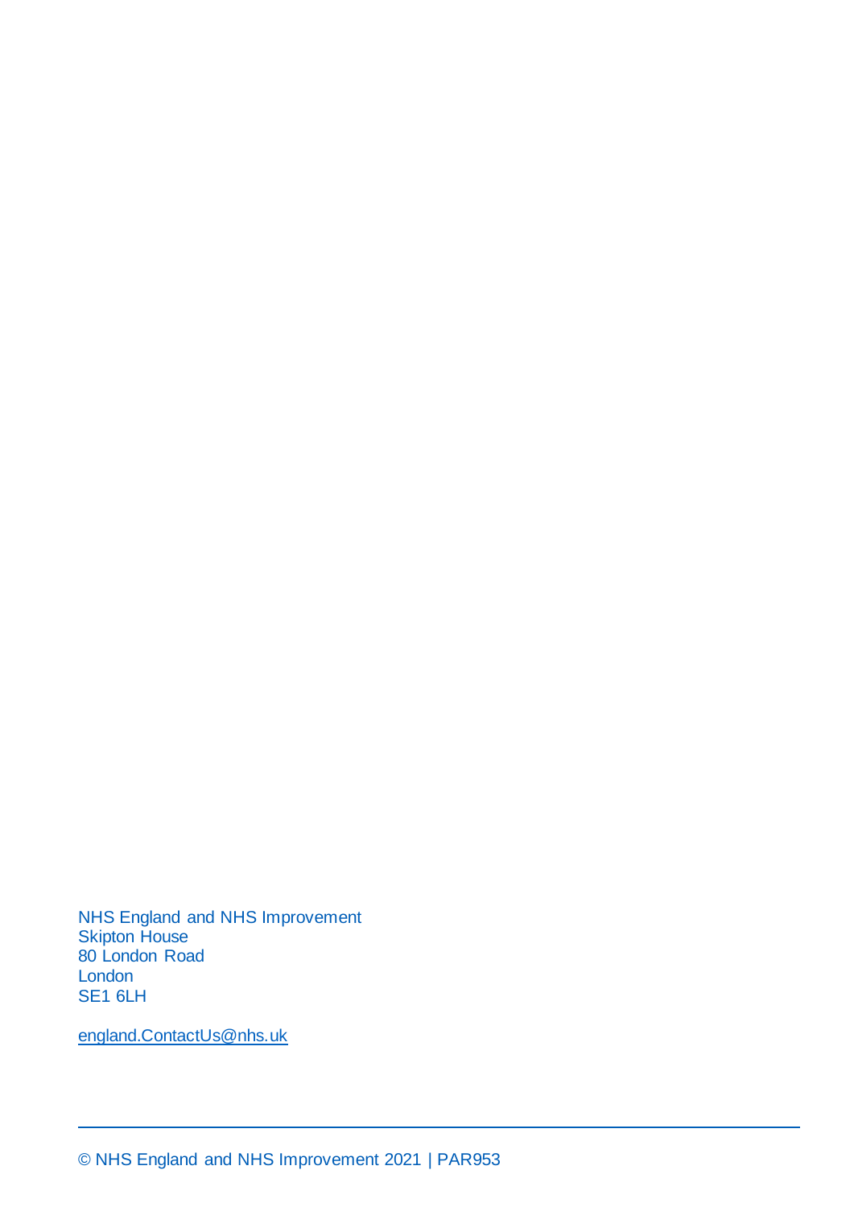NHS England and NHS Improvement
Skipton House
80 London Road
London
SE1 6LH

england.ContactUs@nhs.uk

© NHS England and NHS Improvement 2021 | PAR953